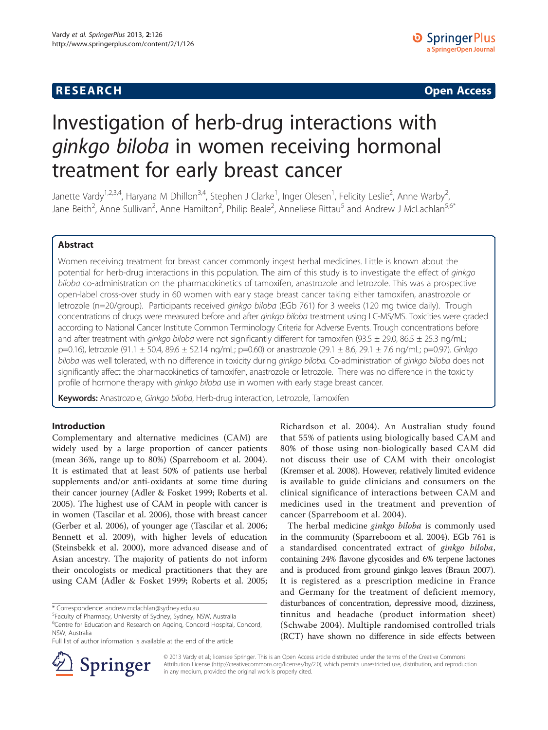**RESEARCH** **Open Access**

# Investigation of herb-drug interactions with *ginkgo biloba* in women receiving hormonal treatment for early breast cancer

Janette Vardy[1,2,3,4], Haryana M Dhillon[3,4], Stephen J Clarke[1], Inger Olesen[1], Felicity Leslie[2], Anne Warby[2], Jane Beith[2], Anne Sullivan[2], Anne Hamilton[2], Philip Beale[2], Anneliese Rittau[5] and Andrew J McLachlan[5,6*]

## Abstract

Women receiving treatment for breast cancer commonly ingest herbal medicines. Little is known about the potential for herb-drug interactions in this population. The aim of this study is to investigate the effect of *ginkgo biloba* co-administration on the pharmacokinetics of tamoxifen, anastrozole and letrozole. This was a prospective open-label cross-over study in 60 women with early stage breast cancer taking either tamoxifen, anastrozole or letrozole (n=20/group). Participants received *ginkgo biloba* (EGb 761) for 3 weeks (120 mg twice daily). Trough concentrations of drugs were measured before and after *ginkgo biloba* treatment using LC-MS/MS. Toxicities were graded according to National Cancer Institute Common Terminology Criteria for Adverse Events. Trough concentrations before and after treatment with *ginkgo biloba* were not significantly different for tamoxifen (93.5 ± 29.0, 86.5 ± 25.3 ng/mL; p=0.16), letrozole (91.1 ± 50.4, 89.6 ± 52.14 ng/mL; p=0.60) or anastrozole (29.1 ± 8.6, 29.1 ± 7.6 ng/mL; p=0.97). *Ginkgo biloba* was well tolerated, with no difference in toxicity during *ginkgo biloba*. Co-administration of *ginkgo biloba* does not significantly affect the pharmacokinetics of tamoxifen, anastrozole or letrozole. There was no difference in the toxicity profile of hormone therapy with *ginkgo biloba* use in women with early stage breast cancer.

**Keywords:** Anastrozole, *Ginkgo biloba*, Herb-drug interaction, Letrozole, Tamoxifen

## Introduction

Complementary and alternative medicines (CAM) are widely used by a large proportion of cancer patients (mean 36%, range up to 80%) (Sparreboom et al. 2004). It is estimated that at least 50% of patients use herbal supplements and/or anti-oxidants at some time during their cancer journey (Adler & Fosket 1999; Roberts et al. 2005). The highest use of CAM in people with cancer is in women (Tascilar et al. 2006), those with breast cancer (Gerber et al. 2006), of younger age (Tascilar et al. 2006; Bennett et al. 2009), with higher levels of education (Steinsbekk et al. 2000), more advanced disease and of Asian ancestry. The majority of patients do not inform their oncologists or medical practitioners that they are using CAM (Adler & Fosket 1999; Roberts et al. 2005; Richardson et al. 2004). An Australian study found that 55% of patients using biologically based CAM and 80% of those using non-biologically based CAM did not discuss their use of CAM with their oncologist (Kremser et al. 2008). However, relatively limited evidence is available to guide clinicians and consumers on the clinical significance of interactions between CAM and medicines used in the treatment and prevention of cancer (Sparreboom et al. 2004).

The herbal medicine *ginkgo biloba* is commonly used in the community (Sparreboom et al. 2004). EGb 761 is a standardised concentrated extract of *ginkgo biloba*, containing 24% flavone glycosides and 6% terpene lactones and is produced from ground ginkgo leaves (Braun 2007). It is registered as a prescription medicine in France and Germany for the treatment of deficient memory, disturbances of concentration, depressive mood, dizziness, tinnitus and headache (product information sheet) (Schwabe 2004). Multiple randomised controlled trials (RCT) have shown no difference in side effects between

\* Correspondence: andrew.mclachlan@sydney.edu.au
[5]Faculty of Pharmacy, University of Sydney, Sydney, NSW, Australia
[6]Centre for Education and Research on Ageing, Concord Hospital, Concord, NSW, Australia
Full list of author information is available at the end of the article

© 2013 Vardy et al.; licensee Springer. This is an Open Access article distributed under the terms of the Creative Commons Attribution License (http://creativecommons.org/licenses/by/2.0), which permits unrestricted use, distribution, and reproduction in any medium, provided the original work is properly cited.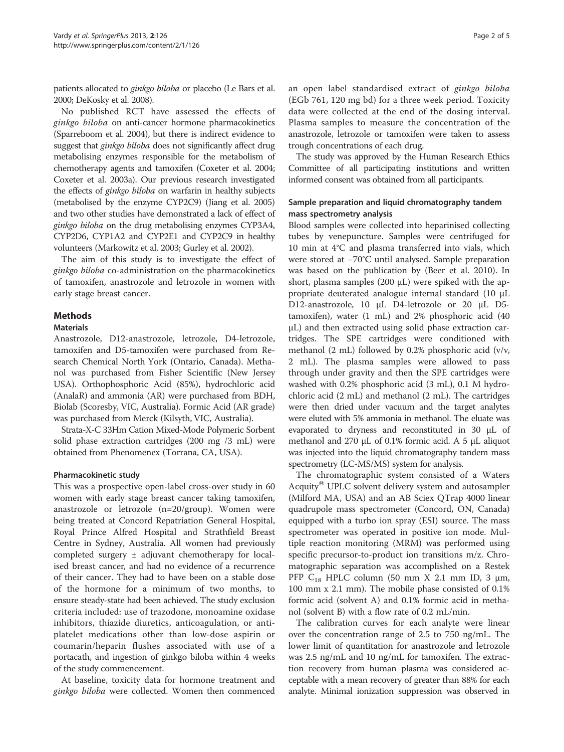patients allocated to *ginkgo biloba* or placebo (Le Bars et al. 2000; DeKosky et al. 2008).

No published RCT have assessed the effects of *ginkgo biloba* on anti-cancer hormone pharmacokinetics (Sparreboom et al. 2004), but there is indirect evidence to suggest that *ginkgo biloba* does not significantly affect drug metabolising enzymes responsible for the metabolism of chemotherapy agents and tamoxifen (Coxeter et al. 2004; Coxeter et al. 2003a). Our previous research investigated the effects of *ginkgo biloba* on warfarin in healthy subjects (metabolised by the enzyme CYP2C9) (Jiang et al. 2005) and two other studies have demonstrated a lack of effect of *ginkgo biloba* on the drug metabolising enzymes CYP3A4, CYP2D6, CYP1A2 and CYP2E1 and CYP2C9 in healthy volunteers (Markowitz et al. 2003; Gurley et al. 2002).

The aim of this study is to investigate the effect of *ginkgo biloba* co-administration on the pharmacokinetics of tamoxifen, anastrozole and letrozole in women with early stage breast cancer.

## Methods

### Materials

Anastrozole, D12-anastrozole, letrozole, D4-letrozole, tamoxifen and D5-tamoxifen were purchased from Research Chemical North York (Ontario, Canada). Methanol was purchased from Fisher Scientific (New Jersey USA). Orthophosphoric Acid (85%), hydrochloric acid (AnalaR) and ammonia (AR) were purchased from BDH, Biolab (Scoresby, VIC, Australia). Formic Acid (AR grade) was purchased from Merck (Kilsyth, VIC, Australia).

Strata-X-C 33Hm Cation Mixed-Mode Polymeric Sorbent solid phase extraction cartridges (200 mg /3 mL) were obtained from Phenomenex (Torrana, CA, USA).

#### Pharmacokinetic study

This was a prospective open-label cross-over study in 60 women with early stage breast cancer taking tamoxifen, anastrozole or letrozole (n=20/group). Women were being treated at Concord Repatriation General Hospital, Royal Prince Alfred Hospital and Strathfield Breast Centre in Sydney, Australia. All women had previously completed surgery ± adjuvant chemotherapy for localised breast cancer, and had no evidence of a recurrence of their cancer. They had to have been on a stable dose of the hormone for a minimum of two months, to ensure steady-state had been achieved. The study exclusion criteria included: use of trazodone, monoamine oxidase inhibitors, thiazide diuretics, anticoagulation, or antiplatelet medications other than low-dose aspirin or coumarin/heparin flushes associated with use of a portacath, and ingestion of ginkgo biloba within 4 weeks of the study commencement.

At baseline, toxicity data for hormone treatment and *ginkgo biloba* were collected. Women then commenced an open label standardised extract of *ginkgo biloba* (EGb 761, 120 mg bd) for a three week period. Toxicity data were collected at the end of the dosing interval. Plasma samples to measure the concentration of the anastrozole, letrozole or tamoxifen were taken to assess trough concentrations of each drug.

The study was approved by the Human Research Ethics Committee of all participating institutions and written informed consent was obtained from all participants.

### Sample preparation and liquid chromatography tandem mass spectrometry analysis

Blood samples were collected into heparinised collecting tubes by venepuncture. Samples were centrifuged for 10 min at 4°C and plasma transferred into vials, which were stored at −70°C until analysed. Sample preparation was based on the publication by (Beer et al. 2010). In short, plasma samples (200 μL) were spiked with the appropriate deuterated analogue internal standard (10 μL D12-anastrozole, 10 μL D4-letrozole or 20 μL D5-tamoxifen), water (1 mL) and 2% phosphoric acid (40 μL) and then extracted using solid phase extraction cartridges. The SPE cartridges were conditioned with methanol (2 mL) followed by 0.2% phosphoric acid (v/v, 2 mL). The plasma samples were allowed to pass through under gravity and then the SPE cartridges were washed with 0.2% phosphoric acid (3 mL), 0.1 M hydrochloric acid (2 mL) and methanol (2 mL). The cartridges were then dried under vacuum and the target analytes were eluted with 5% ammonia in methanol. The eluate was evaporated to dryness and reconstituted in 30 μL of methanol and 270 μL of 0.1% formic acid. A 5 μL aliquot was injected into the liquid chromatography tandem mass spectrometry (LC-MS/MS) system for analysis.

The chromatographic system consisted of a Waters Acquity® UPLC solvent delivery system and autosampler (Milford MA, USA) and an AB Sciex QTrap 4000 linear quadrupole mass spectrometer (Concord, ON, Canada) equipped with a turbo ion spray (ESI) source. The mass spectrometer was operated in positive ion mode. Multiple reaction monitoring (MRM) was performed using specific precursor-to-product ion transitions m/z. Chromatographic separation was accomplished on a Restek PFP $C_{18}$ HPLC column (50 mm X 2.1 mm ID, 3 μm, 100 mm x 2.1 mm). The mobile phase consisted of 0.1% formic acid (solvent A) and 0.1% formic acid in methanol (solvent B) with a flow rate of 0.2 mL/min.

The calibration curves for each analyte were linear over the concentration range of 2.5 to 750 ng/mL. The lower limit of quantitation for anastrozole and letrozole was 2.5 ng/mL and 10 ng/mL for tamoxifen. The extraction recovery from human plasma was considered acceptable with a mean recovery of greater than 88% for each analyte. Minimal ionization suppression was observed in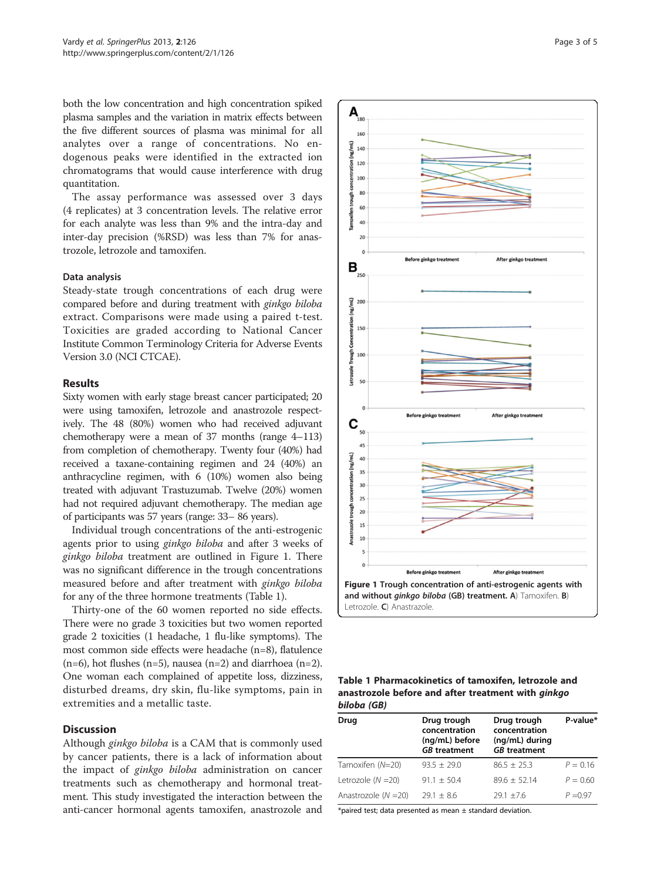both the low concentration and high concentration spiked plasma samples and the variation in matrix effects between the five different sources of plasma was minimal for all analytes over a range of concentrations. No endogenous peaks were identified in the extracted ion chromatograms that would cause interference with drug quantitation.

The assay performance was assessed over 3 days (4 replicates) at 3 concentration levels. The relative error for each analyte was less than 9% and the intra-day and inter-day precision (%RSD) was less than 7% for anastrozole, letrozole and tamoxifen.

### Data analysis

Steady-state trough concentrations of each drug were compared before and during treatment with *ginkgo biloba* extract. Comparisons were made using a paired t-test. Toxicities are graded according to National Cancer Institute Common Terminology Criteria for Adverse Events Version 3.0 (NCI CTCAE).

## Results

Sixty women with early stage breast cancer participated; 20 were using tamoxifen, letrozole and anastrozole respectively. The 48 (80%) women who had received adjuvant chemotherapy were a mean of 37 months (range 4–113) from completion of chemotherapy. Twenty four (40%) had received a taxane-containing regimen and 24 (40%) an anthracycline regimen, with 6 (10%) women also being treated with adjuvant Trastuzumab. Twelve (20%) women had not required adjuvant chemotherapy. The median age of participants was 57 years (range: 33– 86 years).

Individual trough concentrations of the anti-estrogenic agents prior to using *ginkgo biloba* and after 3 weeks of *ginkgo biloba* treatment are outlined in Figure 1. There was no significant difference in the trough concentrations measured before and after treatment with *ginkgo biloba* for any of the three hormone treatments (Table 1).

Thirty-one of the 60 women reported no side effects. There were no grade 3 toxicities but two women reported grade 2 toxicities (1 headache, 1 flu-like symptoms). The most common side effects were headache (n=8), flatulence (n=6), hot flushes (n=5), nausea (n=2) and diarrhoea (n=2). One woman each complained of appetite loss, dizziness, disturbed dreams, dry skin, flu-like symptoms, pain in extremities and a metallic taste.

## Discussion

Although *ginkgo biloba* is a CAM that is commonly used by cancer patients, there is a lack of information about the impact of *ginkgo biloba* administration on cancer treatments such as chemotherapy and hormonal treatment. This study investigated the interaction between the anti-cancer hormonal agents tamoxifen, anastrozole and

**Figure 1 Trough concentration of anti-estrogenic agents with and without *ginkgo biloba* (GB) treatment. A)** Tamoxifen. **B)** Letrozole. **C)** Anastrazole.

**Table 1 Pharmacokinetics of tamoxifen, letrozole and anastrozole before and after treatment with *ginkgo biloba (GB)***

| Drug | Drug trough concentration (ng/mL) before *GB* treatment | Drug trough concentration (ng/mL) during *GB* treatment | P-value* |
|---|---|---|---|
| Tamoxifen (*N*=20) | 93.5 ± 29.0 | 86.5 ± 25.3 | *P* = 0.16 |
| Letrozole (*N* =20) | 91.1 ± 50.4 | 89.6 ± 52.14 | *P* = 0.60 |
| Anastrozole (*N* =20) | 29.1 ± 8.6 | 29.1 ±7.6 | *P* =0.97 |

*paired test; data presented as mean ± standard deviation.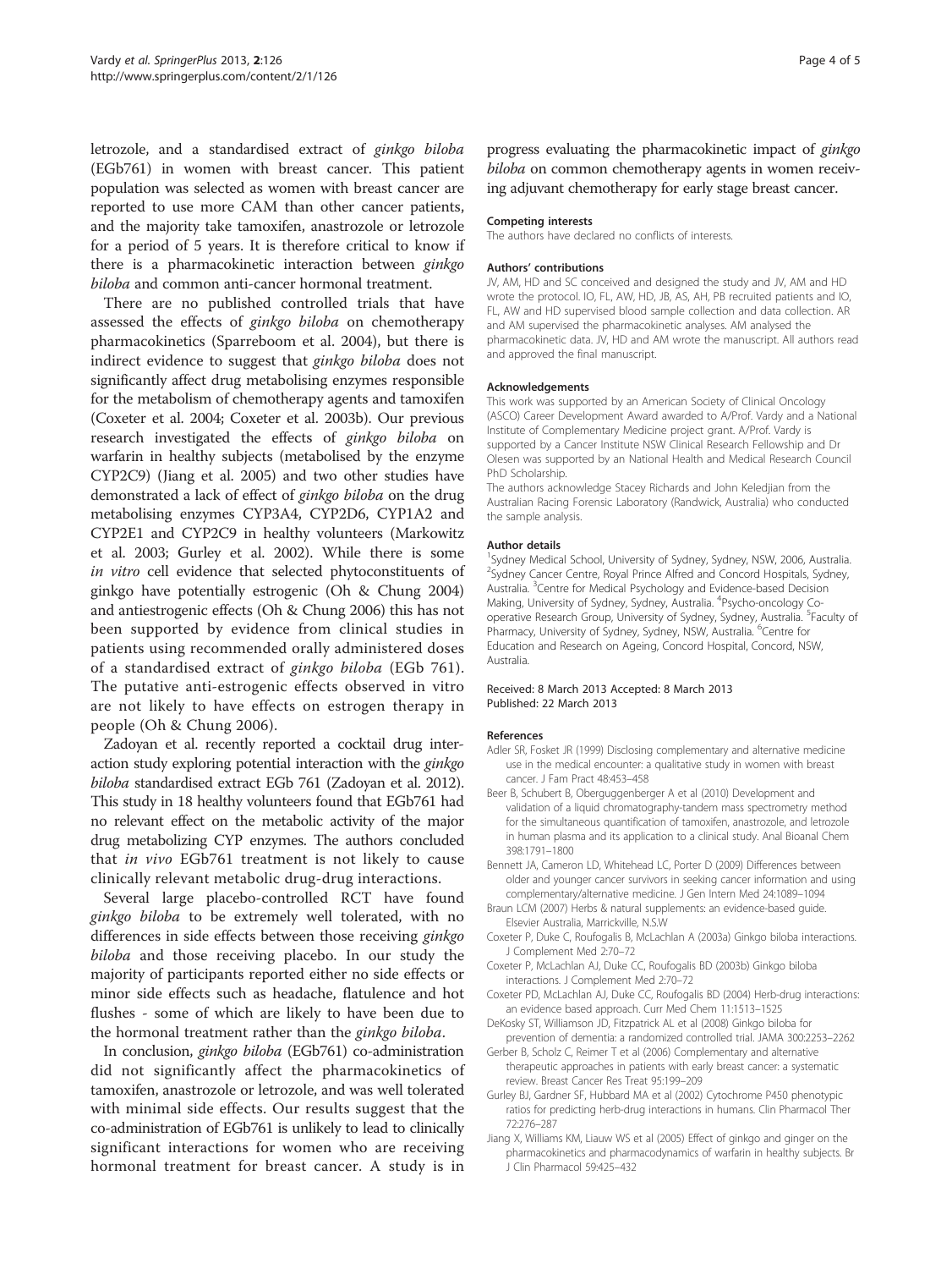letrozole, and a standardised extract of *ginkgo biloba* (EGb761) in women with breast cancer. This patient population was selected as women with breast cancer are reported to use more CAM than other cancer patients, and the majority take tamoxifen, anastrozole or letrozole for a period of 5 years. It is therefore critical to know if there is a pharmacokinetic interaction between *ginkgo biloba* and common anti-cancer hormonal treatment.

There are no published controlled trials that have assessed the effects of *ginkgo biloba* on chemotherapy pharmacokinetics (Sparreboom et al. 2004), but there is indirect evidence to suggest that *ginkgo biloba* does not significantly affect drug metabolising enzymes responsible for the metabolism of chemotherapy agents and tamoxifen (Coxeter et al. 2004; Coxeter et al. 2003b). Our previous research investigated the effects of *ginkgo biloba* on warfarin in healthy subjects (metabolised by the enzyme CYP2C9) (Jiang et al. 2005) and two other studies have demonstrated a lack of effect of *ginkgo biloba* on the drug metabolising enzymes CYP3A4, CYP2D6, CYP1A2 and CYP2E1 and CYP2C9 in healthy volunteers (Markowitz et al. 2003; Gurley et al. 2002). While there is some *in vitro* cell evidence that selected phytoconstituents of ginkgo have potentially estrogenic (Oh & Chung 2004) and antiestrogenic effects (Oh & Chung 2006) this has not been supported by evidence from clinical studies in patients using recommended orally administered doses of a standardised extract of *ginkgo biloba* (EGb 761). The putative anti-estrogenic effects observed in vitro are not likely to have effects on estrogen therapy in people (Oh & Chung 2006).

Zadoyan et al. recently reported a cocktail drug interaction study exploring potential interaction with the *ginkgo biloba* standardised extract EGb 761 (Zadoyan et al. 2012). This study in 18 healthy volunteers found that EGb761 had no relevant effect on the metabolic activity of the major drug metabolizing CYP enzymes. The authors concluded that *in vivo* EGb761 treatment is not likely to cause clinically relevant metabolic drug-drug interactions.

Several large placebo-controlled RCT have found *ginkgo biloba* to be extremely well tolerated, with no differences in side effects between those receiving *ginkgo biloba* and those receiving placebo. In our study the majority of participants reported either no side effects or minor side effects such as headache, flatulence and hot flushes - some of which are likely to have been due to the hormonal treatment rather than the *ginkgo biloba*.

In conclusion, *ginkgo biloba* (EGb761) co-administration did not significantly affect the pharmacokinetics of tamoxifen, anastrozole or letrozole, and was well tolerated with minimal side effects. Our results suggest that the co-administration of EGb761 is unlikely to lead to clinically significant interactions for women who are receiving hormonal treatment for breast cancer. A study is in progress evaluating the pharmacokinetic impact of *ginkgo biloba* on common chemotherapy agents in women receiving adjuvant chemotherapy for early stage breast cancer.

#### Competing interests
The authors have declared no conflicts of interests.

#### Authors' contributions
JV, AM, HD and SC conceived and designed the study and JV, AM and HD wrote the protocol. IO, FL, AW, HD, JB, AS, AH, PB recruited patients and IO, FL, AW and HD supervised blood sample collection and data collection. AR and AM supervised the pharmacokinetic analyses. AM analysed the pharmacokinetic data. JV, HD and AM wrote the manuscript. All authors read and approved the final manuscript.

#### Acknowledgements
This work was supported by an American Society of Clinical Oncology (ASCO) Career Development Award awarded to A/Prof. Vardy and a National Institute of Complementary Medicine project grant. A/Prof. Vardy is supported by a Cancer Institute NSW Clinical Research Fellowship and Dr Olesen was supported by an National Health and Medical Research Council PhD Scholarship.
The authors acknowledge Stacey Richards and John Keledjian from the Australian Racing Forensic Laboratory (Randwick, Australia) who conducted the sample analysis.

#### Author details
[1]Sydney Medical School, University of Sydney, Sydney, NSW, 2006, Australia. [2]Sydney Cancer Centre, Royal Prince Alfred and Concord Hospitals, Sydney, Australia. [3]Centre for Medical Psychology and Evidence-based Decision Making, University of Sydney, Sydney, Australia. [4]Psycho-oncology Co-operative Research Group, University of Sydney, Sydney, Australia. [5]Faculty of Pharmacy, University of Sydney, Sydney, NSW, Australia. [6]Centre for Education and Research on Ageing, Concord Hospital, Concord, NSW, Australia.

Received: 8 March 2013 Accepted: 8 March 2013
Published: 22 March 2013

#### References
- Adler SR, Fosket JR (1999) Disclosing complementary and alternative medicine use in the medical encounter: a qualitative study in women with breast cancer. J Fam Pract 48:453–458
- Beer B, Schubert B, Oberguggenberger A et al (2010) Development and validation of a liquid chromatography-tandem mass spectrometry method for the simultaneous quantification of tamoxifen, anastrozole, and letrozole in human plasma and its application to a clinical study. Anal Bioanal Chem 398:1791–1800
- Bennett JA, Cameron LD, Whitehead LC, Porter D (2009) Differences between older and younger cancer survivors in seeking cancer information and using complementary/alternative medicine. J Gen Intern Med 24:1089–1094
- Braun LCM (2007) Herbs & natural supplements: an evidence-based guide. Elsevier Australia, Marrickville, N.S.W
- Coxeter P, Duke C, Roufogalis B, McLachlan A (2003a) Ginkgo biloba interactions. J Complement Med 2:70–72
- Coxeter P, McLachlan AJ, Duke CC, Roufogalis BD (2003b) Ginkgo biloba interactions. J Complement Med 2:70–72
- Coxeter PD, McLachlan AJ, Duke CC, Roufogalis BD (2004) Herb-drug interactions: an evidence based approach. Curr Med Chem 11:1513–1525
- DeKosky ST, Williamson JD, Fitzpatrick AL et al (2008) Ginkgo biloba for prevention of dementia: a randomized controlled trial. JAMA 300:2253–2262
- Gerber B, Scholz C, Reimer T et al (2006) Complementary and alternative therapeutic approaches in patients with early breast cancer: a systematic review. Breast Cancer Res Treat 95:199–209
- Gurley BJ, Gardner SF, Hubbard MA et al (2002) Cytochrome P450 phenotypic ratios for predicting herb-drug interactions in humans. Clin Pharmacol Ther 72:276–287
- Jiang X, Williams KM, Liauw WS et al (2005) Effect of ginkgo and ginger on the pharmacokinetics and pharmacodynamics of warfarin in healthy subjects. Br J Clin Pharmacol 59:425–432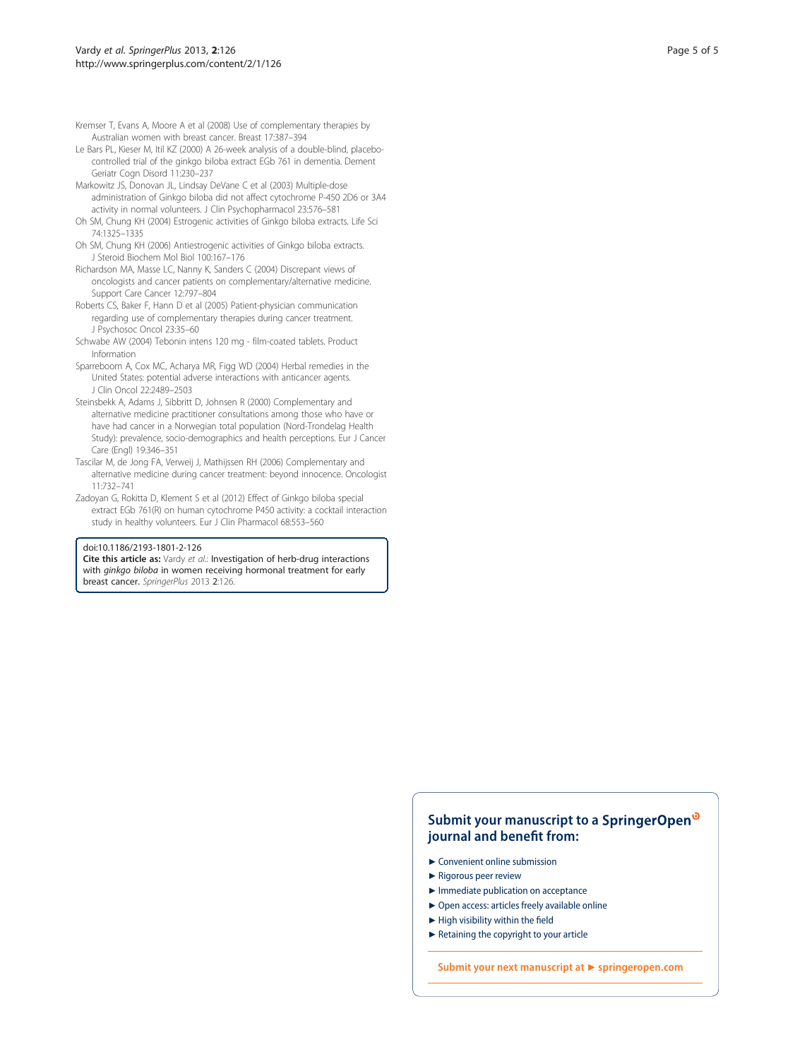Kremser T, Evans A, Moore A et al (2008) Use of complementary therapies by Australian women with breast cancer. Breast 17:387–394

Le Bars PL, Kieser M, Itil KZ (2000) A 26-week analysis of a double-blind, placebo-controlled trial of the ginkgo biloba extract EGb 761 in dementia. Dement Geriatr Cogn Disord 11:230–237

Markowitz JS, Donovan JL, Lindsay DeVane C et al (2003) Multiple-dose administration of Ginkgo biloba did not affect cytochrome P-450 2D6 or 3A4 activity in normal volunteers. J Clin Psychopharmacol 23:576–581

Oh SM, Chung KH (2004) Estrogenic activities of Ginkgo biloba extracts. Life Sci 74:1325–1335

Oh SM, Chung KH (2006) Antiestrogenic activities of Ginkgo biloba extracts. J Steroid Biochem Mol Biol 100:167–176

Richardson MA, Masse LC, Nanny K, Sanders C (2004) Discrepant views of oncologists and cancer patients on complementary/alternative medicine. Support Care Cancer 12:797–804

Roberts CS, Baker F, Hann D et al (2005) Patient-physician communication regarding use of complementary therapies during cancer treatment. J Psychosoc Oncol 23:35–60

Schwabe AW (2004) Tebonin intens 120 mg - film-coated tablets. Product Information

Sparreboom A, Cox MC, Acharya MR, Figg WD (2004) Herbal remedies in the United States: potential adverse interactions with anticancer agents. J Clin Oncol 22:2489–2503

Steinsbekk A, Adams J, Sibbritt D, Johnsen R (2000) Complementary and alternative medicine practitioner consultations among those who have or have had cancer in a Norwegian total population (Nord-Trondelag Health Study): prevalence, socio-demographics and health perceptions. Eur J Cancer Care (Engl) 19:346–351

Tascilar M, de Jong FA, Verweij J, Mathijssen RH (2006) Complementary and alternative medicine during cancer treatment: beyond innocence. Oncologist 11:732–741

Zadoyan G, Rokitta D, Klement S et al (2012) Effect of Ginkgo biloba special extract EGb 761(R) on human cytochrome P450 activity: a cocktail interaction study in healthy volunteers. Eur J Clin Pharmacol 68:553–560

doi:10.1186/2193-1801-2-126

**Cite this article as:** Vardy *et al.*: Investigation of herb-drug interactions with *ginkgo biloba* in women receiving hormonal treatment for early breast cancer. *SpringerPlus* 2013 **2**:126.

**Submit your manuscript to a SpringerOpen journal and benefit from:**

- ► Convenient online submission
- ► Rigorous peer review
- ► Immediate publication on acceptance
- ► Open access: articles freely available online
- ► High visibility within the field
- ► Retaining the copyright to your article

**Submit your next manuscript at ► springeropen.com**